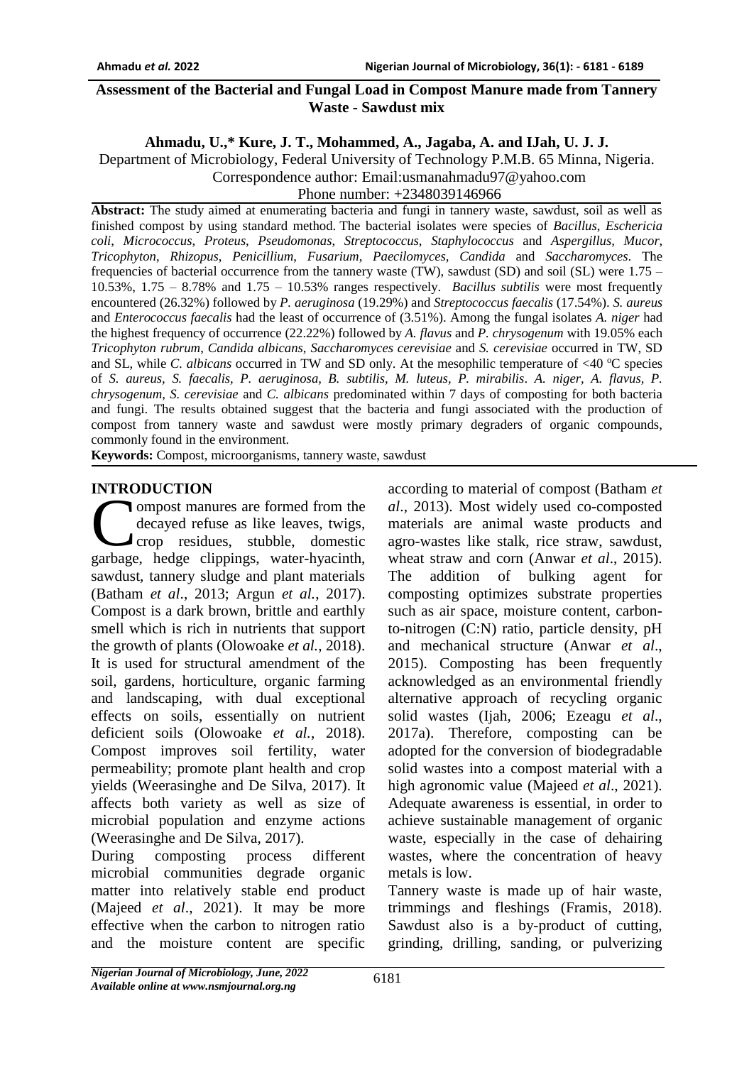# Assessment of the Bacterial and Fungal Load in Compost Manure made from Tannery Waste - Sawdust mix

**Ahmadu, U.,\* Kure, J. T., Mohammed, A., Jagaba, A. and IJah, U. J. J.**

Department of Microbiology, Federal University of Technology P.M.B. 65 Minna, Nigeria.
Correspondence author: Email:usmanahmadu97@yahoo.com
Phone number: +2348039146966

**Abstract:** The study aimed at enumerating bacteria and fungi in tannery waste, sawdust, soil as well as finished compost by using standard method. The bacterial isolates were species of *Bacillus*, *Eschericia coli*, *Micrococcus*, *Proteus*, *Pseudomonas*, *Streptococcus*, *Staphylococcus* and *Aspergillus*, *Mucor*, *Tricophyton*, *Rhizopus*, *Penicillium*, *Fusarium*, *Paecilomyces*, *Candida* and *Saccharomyces*. The frequencies of bacterial occurrence from the tannery waste (TW), sawdust (SD) and soil (SL) were 1.75 – 10.53%, 1.75 – 8.78% and 1.75 – 10.53% ranges respectively. *Bacillus subtilis* were most frequently encountered (26.32%) followed by *P. aeruginosa* (19.29%) and *Streptococcus faecalis* (17.54%). *S. aureus* and *Enterococcus faecalis* had the least of occurrence of (3.51%). Among the fungal isolates *A. niger* had the highest frequency of occurrence (22.22%) followed by *A. flavus* and *P. chrysogenum* with 19.05% each *Tricophyton rubrum*, *Candida albicans*, *Saccharomyces cerevisiae* and *S. cerevisiae* occurred in TW, SD and SL, while *C. albicans* occurred in TW and SD only. At the mesophilic temperature of <40 $^oC$ species of *S. aureus, S. faecalis, P. aeruginosa, B. subtilis, M. luteus, P. mirabilis*. *A. niger, A. flavus, P. chrysogenum, S. cerevisiae* and *C. albicans* predominated within 7 days of composting for both bacteria and fungi. The results obtained suggest that the bacteria and fungi associated with the production of compost from tannery waste and sawdust were mostly primary degraders of organic compounds, commonly found in the environment.

**Keywords:** Compost, microorganisms, tannery waste, sawdust

## INTRODUCTION

Compost manures are formed from the decayed refuse as like leaves, twigs, crop residues, stubble, domestic garbage, hedge clippings, water-hyacinth, sawdust, tannery sludge and plant materials (Batham *et al*., 2013; Argun *et al.*, 2017). Compost is a dark brown, brittle and earthly smell which is rich in nutrients that support the growth of plants (Olowoake *et al.*, 2018). It is used for structural amendment of the soil, gardens, horticulture, organic farming and landscaping, with dual exceptional effects on soils, essentially on nutrient deficient soils (Olowoake *et al.*, 2018). Compost improves soil fertility, water permeability; promote plant health and crop yields (Weerasinghe and De Silva, 2017). It affects both variety as well as size of microbial population and enzyme actions (Weerasinghe and De Silva, 2017).

During composting process different microbial communities degrade organic matter into relatively stable end product (Majeed *et al*., 2021). It may be more effective when the carbon to nitrogen ratio and the moisture content are specific according to material of compost (Batham *et al*., 2013). Most widely used co-composted materials are animal waste products and agro-wastes like stalk, rice straw, sawdust, wheat straw and corn (Anwar *et al*., 2015). The addition of bulking agent for composting optimizes substrate properties such as air space, moisture content, carbon-to-nitrogen (C:N) ratio, particle density, pH and mechanical structure (Anwar *et al*., 2015). Composting has been frequently acknowledged as an environmental friendly alternative approach of recycling organic solid wastes (Ijah, 2006; Ezeagu *et al*., 2017a). Therefore, composting can be adopted for the conversion of biodegradable solid wastes into a compost material with a high agronomic value (Majeed *et al*., 2021). Adequate awareness is essential, in order to achieve sustainable management of organic waste, especially in the case of dehairing wastes, where the concentration of heavy metals is low.

Tannery waste is made up of hair waste, trimmings and fleshings (Framis, 2018). Sawdust also is a by-product of cutting, grinding, drilling, sanding, or pulverizing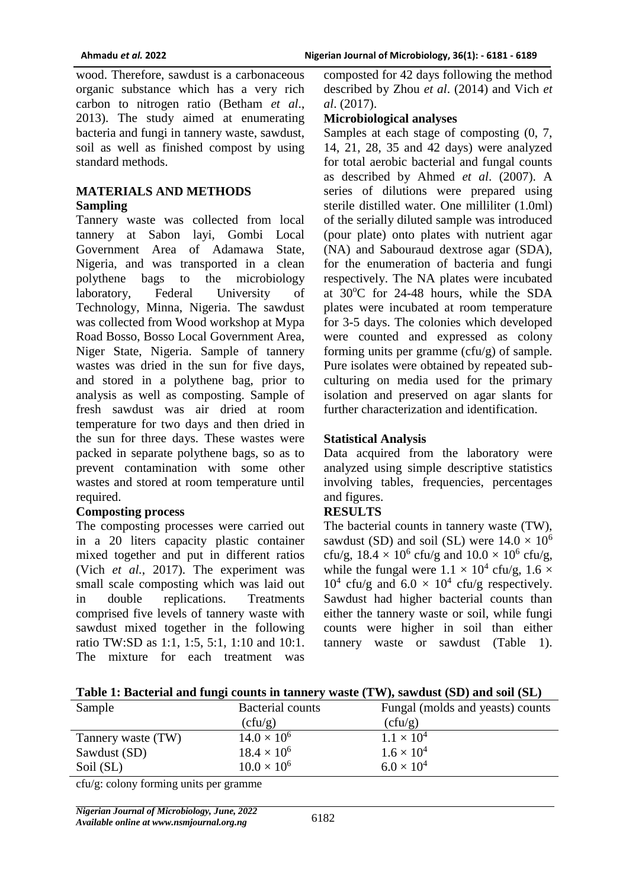wood. Therefore, sawdust is a carbonaceous organic substance which has a very rich carbon to nitrogen ratio (Betham *et al*., 2013). The study aimed at enumerating bacteria and fungi in tannery waste, sawdust, soil as well as finished compost by using standard methods.

## MATERIALS AND METHODS

### Sampling

Tannery waste was collected from local tannery at Sabon layi, Gombi Local Government Area of Adamawa State, Nigeria, and was transported in a clean polythene bags to the microbiology laboratory, Federal University of Technology, Minna, Nigeria. The sawdust was collected from Wood workshop at Mypa Road Bosso, Bosso Local Government Area, Niger State, Nigeria. Sample of tannery wastes was dried in the sun for five days, and stored in a polythene bag, prior to analysis as well as composting. Sample of fresh sawdust was air dried at room temperature for two days and then dried in the sun for three days. These wastes were packed in separate polythene bags, so as to prevent contamination with some other wastes and stored at room temperature until required.

### Composting process

The composting processes were carried out in a 20 liters capacity plastic container mixed together and put in different ratios (Vich *et al.*, 2017). The experiment was small scale composting which was laid out in double replications. Treatments comprised five levels of tannery waste with sawdust mixed together in the following ratio TW:SD as 1:1, 1:5, 5:1, 1:10 and 10:1. The mixture for each treatment was composted for 42 days following the method described by Zhou *et al*. (2014) and Vich *et al*. (2017).

### Microbiological analyses

Samples at each stage of composting (0, 7, 14, 21, 28, 35 and 42 days) were analyzed for total aerobic bacterial and fungal counts as described by Ahmed *et al*. (2007). A series of dilutions were prepared using sterile distilled water. One milliliter (1.0ml) of the serially diluted sample was introduced (pour plate) onto plates with nutrient agar (NA) and Sabouraud dextrose agar (SDA), for the enumeration of bacteria and fungi respectively. The NA plates were incubated at 30°C for 24-48 hours, while the SDA plates were incubated at room temperature for 3-5 days. The colonies which developed were counted and expressed as colony forming units per gramme (cfu/g) of sample. Pure isolates were obtained by repeated sub-culturing on media used for the primary isolation and preserved on agar slants for further characterization and identification.

### Statistical Analysis

Data acquired from the laboratory were analyzed using simple descriptive statistics involving tables, frequencies, percentages and figures.

## RESULTS

The bacterial counts in tannery waste (TW), sawdust (SD) and soil (SL) were $14.0 \times 10^6$ cfu/g, $18.4 \times 10^6$ cfu/g and $10.0 \times 10^6$ cfu/g, while the fungal were $1.1 \times 10^4$ cfu/g, $1.6 \times 10^4$ cfu/g and $6.0 \times 10^4$ cfu/g respectively. Sawdust had higher bacterial counts than either the tannery waste or soil, while fungi counts were higher in soil than either tannery waste or sawdust (Table 1).

**Table 1: Bacterial and fungi counts in tannery waste (TW), sawdust (SD) and soil (SL)**

| Sample | Bacterial counts (cfu/g) | Fungal (molds and yeasts) counts (cfu/g) |
|---|---|---|
| Tannery waste (TW) | $14.0 \times 10^6$ | $1.1 \times 10^4$ |
| Sawdust (SD) | $18.4 \times 10^6$ | $1.6 \times 10^4$ |
| Soil (SL) | $10.0 \times 10^6$ | $6.0 \times 10^4$ |

cfu/g: colony forming units per gramme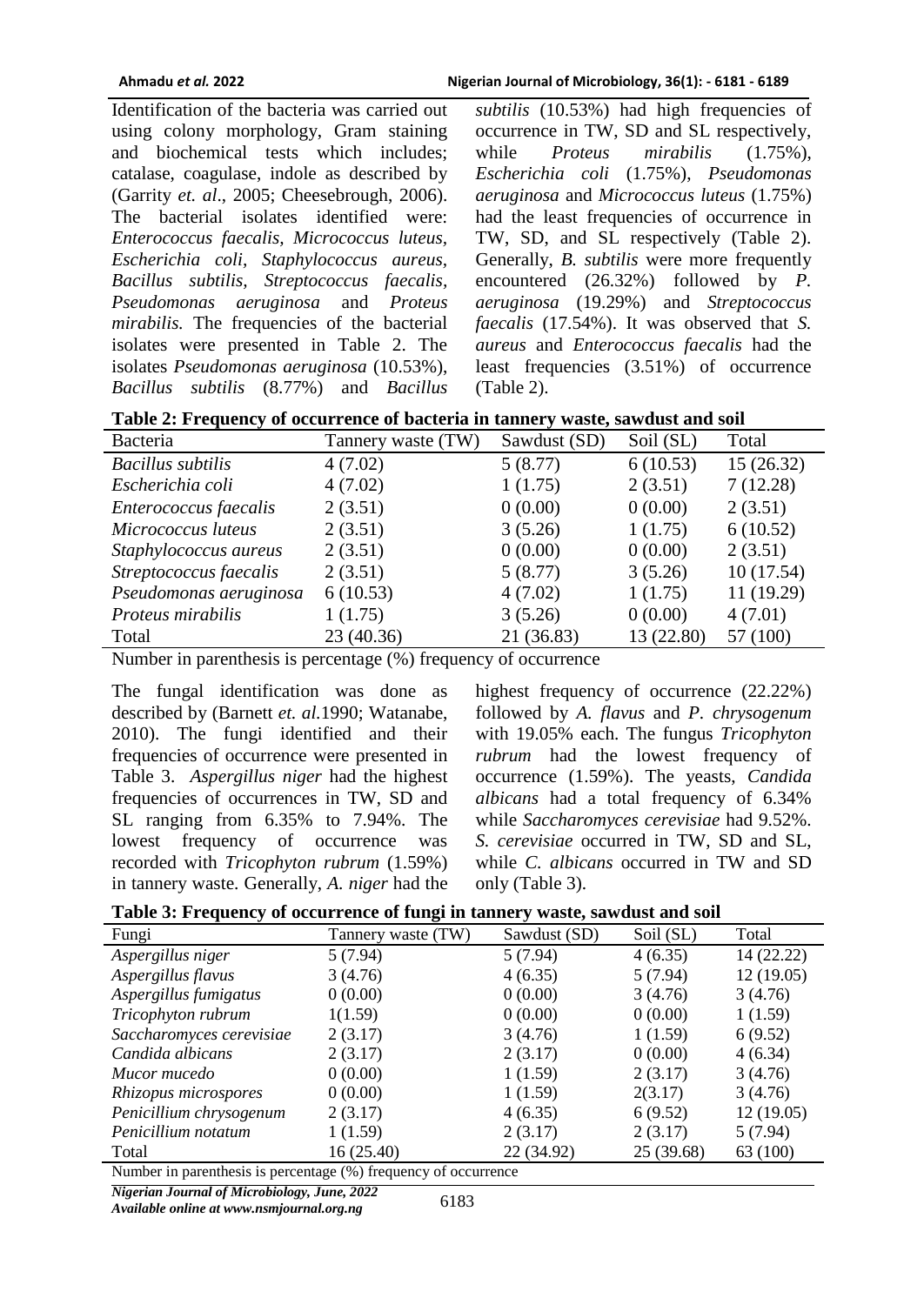Identification of the bacteria was carried out using colony morphology, Gram staining and biochemical tests which includes; catalase, coagulase, indole as described by (Garrity *et. al*., 2005; Cheesebrough, 2006). The bacterial isolates identified were: *Enterococcus faecalis, Micrococcus luteus, Escherichia coli, Staphylococcus aureus, Bacillus subtilis, Streptococcus faecalis, Pseudomonas aeruginosa* and *Proteus mirabilis.* The frequencies of the bacterial isolates were presented in Table 2. The isolates *Pseudomonas aeruginosa* (10.53%), *Bacillus subtilis* (8.77%) and *Bacillus subtilis* (10.53%) had high frequencies of occurrence in TW, SD and SL respectively, while *Proteus mirabilis* (1.75%), *Escherichia coli* (1.75%), *Pseudomonas aeruginosa* and *Micrococcus luteus* (1.75%) had the least frequencies of occurrence in TW, SD, and SL respectively (Table 2). Generally, *B. subtilis* were more frequently encountered (26.32%) followed by *P. aeruginosa* (19.29%) and *Streptococcus faecalis* (17.54%). It was observed that *S. aureus* and *Enterococcus faecalis* had the least frequencies (3.51%) of occurrence (Table 2).

**Table 2: Frequency of occurrence of bacteria in tannery waste, sawdust and soil**

| Bacteria | Tannery waste (TW) | Sawdust (SD) | Soil (SL) | Total |
|---|---|---|---|---|
| *Bacillus subtilis* | 4 (7.02) | 5 (8.77) | 6 (10.53) | 15 (26.32) |
| *Escherichia coli* | 4 (7.02) | 1 (1.75) | 2 (3.51) | 7 (12.28) |
| *Enterococcus faecalis* | 2 (3.51) | 0 (0.00) | 0 (0.00) | 2 (3.51) |
| *Micrococcus luteus* | 2 (3.51) | 3 (5.26) | 1 (1.75) | 6 (10.52) |
| *Staphylococcus aureus* | 2 (3.51) | 0 (0.00) | 0 (0.00) | 2 (3.51) |
| *Streptococcus faecalis* | 2 (3.51) | 5 (8.77) | 3 (5.26) | 10 (17.54) |
| *Pseudomonas aeruginosa* | 6 (10.53) | 4 (7.02) | 1 (1.75) | 11 (19.29) |
| *Proteus mirabilis* | 1 (1.75) | 3 (5.26) | 0 (0.00) | 4 (7.01) |
| Total | 23 (40.36) | 21 (36.83) | 13 (22.80) | 57 (100) |

Number in parenthesis is percentage (%) frequency of occurrence

The fungal identification was done as described by (Barnett *et. al*.1990; Watanabe, 2010). The fungi identified and their frequencies of occurrence were presented in Table 3. *Aspergillus niger* had the highest frequencies of occurrences in TW, SD and SL ranging from 6.35% to 7.94%. The lowest frequency of occurrence was recorded with *Tricophyton rubrum* (1.59%) in tannery waste. Generally, *A. niger* had the highest frequency of occurrence (22.22%) followed by *A. flavus* and *P. chrysogenum* with 19.05% each. The fungus *Tricophyton rubrum* had the lowest frequency of occurrence (1.59%). The yeasts, *Candida albicans* had a total frequency of 6.34% while *Saccharomyces cerevisiae* had 9.52%. *S. cerevisiae* occurred in TW, SD and SL, while *C. albicans* occurred in TW and SD only (Table 3).

**Table 3: Frequency of occurrence of fungi in tannery waste, sawdust and soil**

| Fungi | Tannery waste (TW) | Sawdust (SD) | Soil (SL) | Total |
|---|---|---|---|---|
| *Aspergillus niger* | 5 (7.94) | 5 (7.94) | 4 (6.35) | 14 (22.22) |
| *Aspergillus flavus* | 3 (4.76) | 4 (6.35) | 5 (7.94) | 12 (19.05) |
| *Aspergillus fumigatus* | 0 (0.00) | 0 (0.00) | 3 (4.76) | 3 (4.76) |
| *Tricophyton rubrum* | 1(1.59) | 0 (0.00) | 0 (0.00) | 1 (1.59) |
| *Saccharomyces cerevisiae* | 2 (3.17) | 3 (4.76) | 1 (1.59) | 6 (9.52) |
| *Candida albicans* | 2 (3.17) | 2 (3.17) | 0 (0.00) | 4 (6.34) |
| *Mucor mucedo* | 0 (0.00) | 1 (1.59) | 2 (3.17) | 3 (4.76) |
| *Rhizopus microspores* | 0 (0.00) | 1 (1.59) | 2(3.17) | 3 (4.76) |
| *Penicillium chrysogenum* | 2 (3.17) | 4 (6.35) | 6 (9.52) | 12 (19.05) |
| *Penicillium notatum* | 1 (1.59) | 2 (3.17) | 2 (3.17) | 5 (7.94) |
| Total | 16 (25.40) | 22 (34.92) | 25 (39.68) | 63 (100) |

Number in parenthesis is percentage (%) frequency of occurrence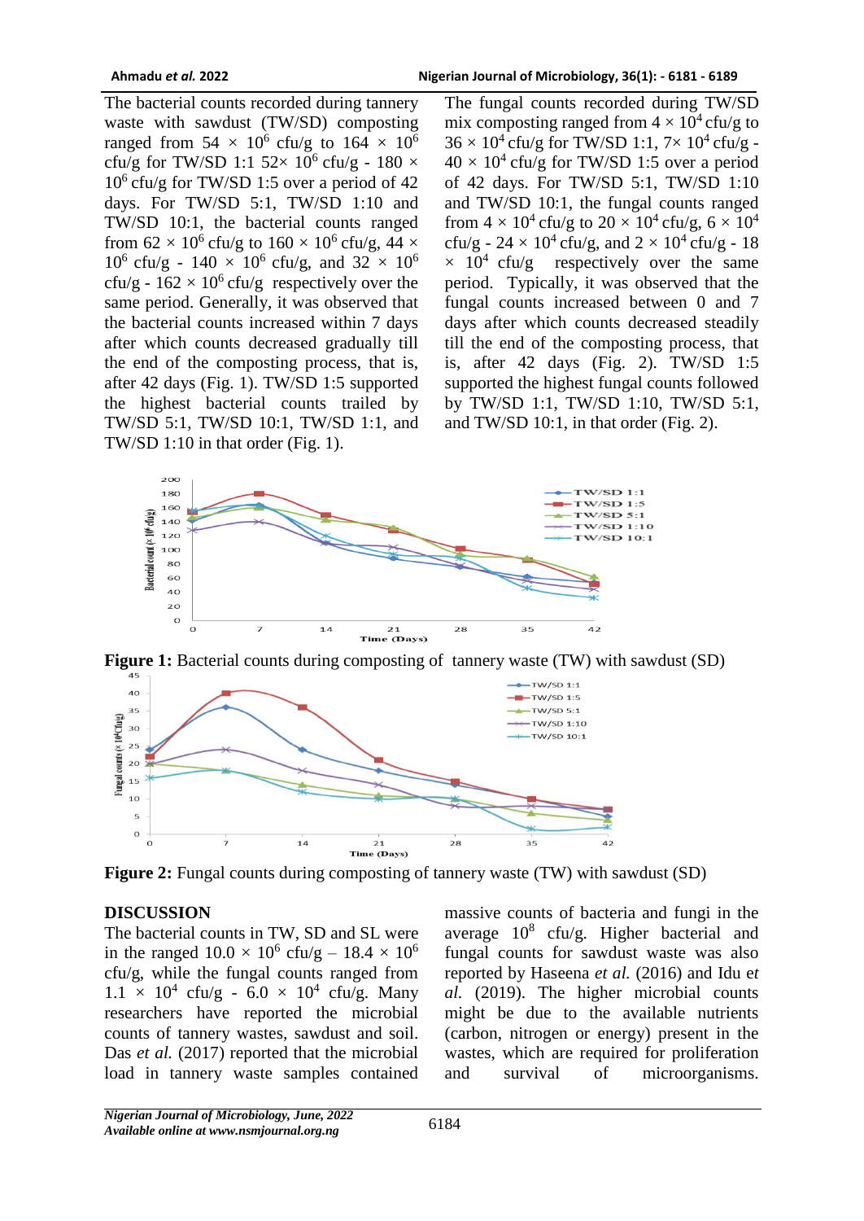The bacterial counts recorded during tannery waste with sawdust (TW/SD) composting ranged from 54 × $10^6$ cfu/g to 164 × $10^6$ cfu/g for TW/SD 1:1 52× $10^6$ cfu/g - 180 × $10^6$ cfu/g for TW/SD 1:5 over a period of 42 days. For TW/SD 5:1, TW/SD 1:10 and TW/SD 10:1, the bacterial counts ranged from 62 × $10^6$ cfu/g to 160 × $10^6$ cfu/g, 44 × $10^6$ cfu/g - 140 × $10^6$ cfu/g, and 32 × $10^6$ cfu/g - 162 × $10^6$ cfu/g respectively over the same period. Generally, it was observed that the bacterial counts increased within 7 days after which counts decreased gradually till the end of the composting process, that is, after 42 days (Fig. 1). TW/SD 1:5 supported the highest bacterial counts trailed by TW/SD 5:1, TW/SD 10:1, TW/SD 1:1, and TW/SD 1:10 in that order (Fig. 1).

The fungal counts recorded during TW/SD mix composting ranged from 4 × $10^4$ cfu/g to 36 × $10^4$ cfu/g for TW/SD 1:1, 7× $10^4$ cfu/g - 40 × $10^4$ cfu/g for TW/SD 1:5 over a period of 42 days. For TW/SD 5:1, TW/SD 1:10 and TW/SD 10:1, the fungal counts ranged from 4 × $10^4$ cfu/g to 20 × $10^4$ cfu/g, 6 × $10^4$ cfu/g - 24 × $10^4$ cfu/g, and 2 × $10^4$ cfu/g - 18 × $10^4$ cfu/g respectively over the same period. Typically, it was observed that the fungal counts increased between 0 and 7 days after which counts decreased steadily till the end of the composting process, that is, after 42 days (Fig. 2). TW/SD 1:5 supported the highest fungal counts followed by TW/SD 1:1, TW/SD 1:10, TW/SD 5:1, and TW/SD 10:1, in that order (Fig. 2).

**Figure 1:** Bacterial counts during composting of tannery waste (TW) with sawdust (SD)

**Figure 2:** Fungal counts during composting of tannery waste (TW) with sawdust (SD)

## DISCUSSION

The bacterial counts in TW, SD and SL were in the ranged 10.0 × $10^6$ cfu/g – 18.4 × $10^6$ cfu/g, while the fungal counts ranged from 1.1 × $10^4$ cfu/g - 6.0 × $10^4$ cfu/g. Many researchers have reported the microbial counts of tannery wastes, sawdust and soil. Das *et al.* (2017) reported that the microbial load in tannery waste samples contained massive counts of bacteria and fungi in the average $10^8$ cfu/g. Higher bacterial and fungal counts for sawdust waste was also reported by Haseena *et al.* (2016) and Idu *et al.* (2019). The higher microbial counts might be due to the available nutrients (carbon, nitrogen or energy) present in the wastes, which are required for proliferation and survival of microorganisms.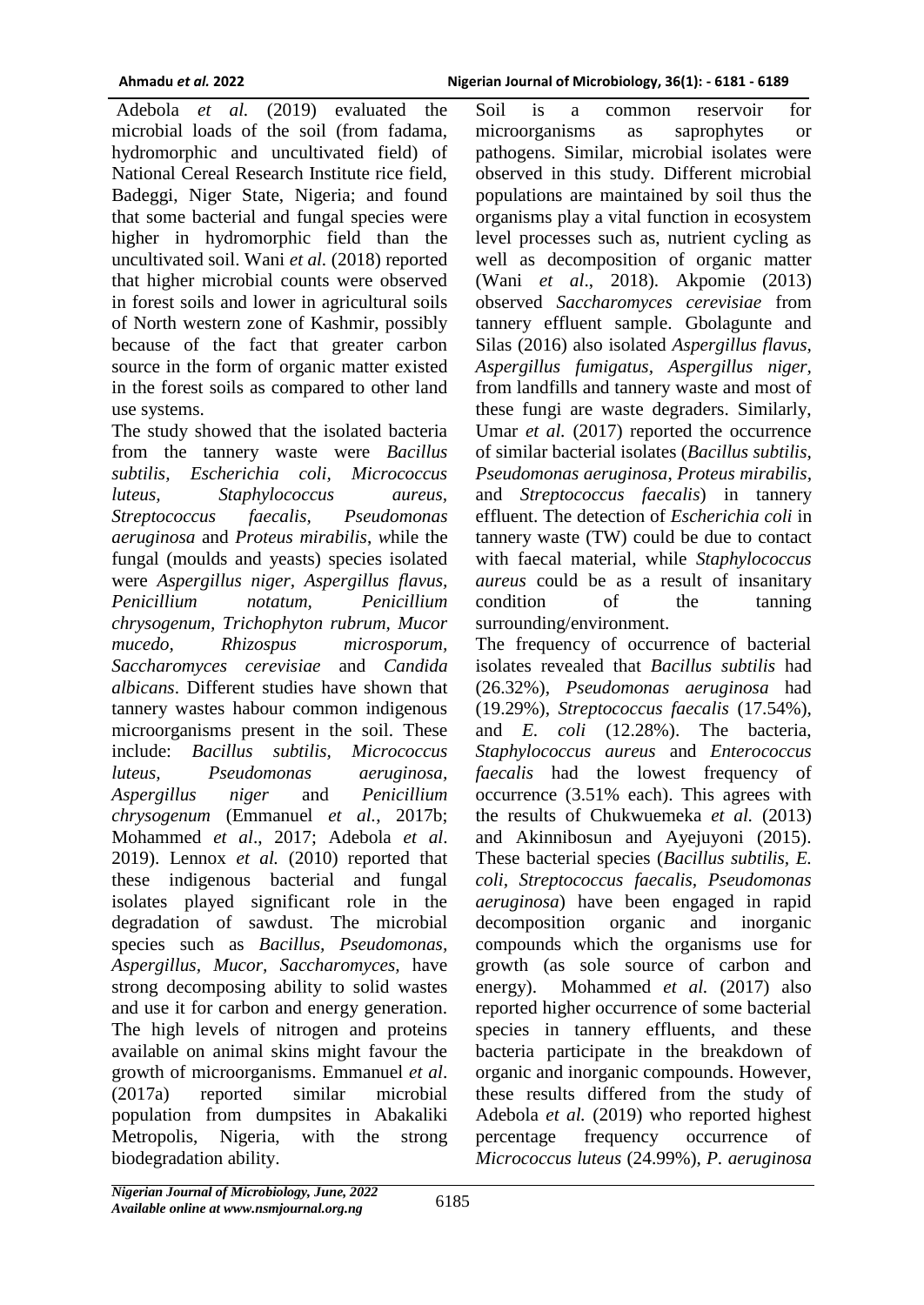Adebola *et al.* (2019) evaluated the microbial loads of the soil (from fadama, hydromorphic and uncultivated field) of National Cereal Research Institute rice field, Badeggi, Niger State, Nigeria; and found that some bacterial and fungal species were higher in hydromorphic field than the uncultivated soil. Wani *et al*. (2018) reported that higher microbial counts were observed in forest soils and lower in agricultural soils of North western zone of Kashmir, possibly because of the fact that greater carbon source in the form of organic matter existed in the forest soils as compared to other land use systems.

The study showed that the isolated bacteria from the tannery waste were *Bacillus subtilis, Escherichia coli, Micrococcus luteus, Staphylococcus aureus, Streptococcus faecalis, Pseudomonas aeruginosa* and *Proteus mirabilis*, while the fungal (moulds and yeasts) species isolated were *Aspergillus niger, Aspergillus flavus, Penicillium notatum, Penicillium chrysogenum, Trichophyton rubrum, Mucor mucedo, Rhizospus microsporum, Saccharomyces cerevisiae* and *Candida albicans*. Different studies have shown that tannery wastes habour common indigenous microorganisms present in the soil. These include: *Bacillus subtilis, Micrococcus luteus, Pseudomonas aeruginosa, Aspergillus niger* and *Penicillium chrysogenum* (Emmanuel *et al.*, 2017b; Mohammed *et al*., 2017; Adebola *et al*. 2019). Lennox *et al.* (2010) reported that these indigenous bacterial and fungal isolates played significant role in the degradation of sawdust. The microbial species such as *Bacillus, Pseudomonas, Aspergillus, Mucor, Saccharomyces,* have strong decomposing ability to solid wastes and use it for carbon and energy generation. The high levels of nitrogen and proteins available on animal skins might favour the growth of microorganisms. Emmanuel *et al*. (2017a) reported similar microbial population from dumpsites in Abakaliki Metropolis, Nigeria, with the strong biodegradation ability.

Soil is a common reservoir for microorganisms as saprophytes or pathogens. Similar, microbial isolates were observed in this study. Different microbial populations are maintained by soil thus the organisms play a vital function in ecosystem level processes such as, nutrient cycling as well as decomposition of organic matter (Wani *et al*., 2018). Akpomie (2013) observed *Saccharomyces cerevisiae* from tannery effluent sample. Gbolagunte and Silas (2016) also isolated *Aspergillus flavus, Aspergillus fumigatus, Aspergillus niger,* from landfills and tannery waste and most of these fungi are waste degraders. Similarly, Umar *et al.* (2017) reported the occurrence of similar bacterial isolates (*Bacillus subtilis, Pseudomonas aeruginosa, Proteus mirabilis,* and *Streptococcus faecalis*) in tannery effluent. The detection of *Escherichia coli* in tannery waste (TW) could be due to contact with faecal material, while *Staphylococcus aureus* could be as a result of insanitary condition of the tanning surrounding/environment.

The frequency of occurrence of bacterial isolates revealed that *Bacillus subtilis* had (26.32%), *Pseudomonas aeruginosa* had (19.29%), *Streptococcus faecalis* (17.54%), and *E. coli* (12.28%). The bacteria, *Staphylococcus aureus* and *Enterococcus faecalis* had the lowest frequency of occurrence (3.51% each). This agrees with the results of Chukwuemeka *et al.* (2013) and Akinnibosun and Ayejuyoni (2015). These bacterial species (*Bacillus subtilis, E. coli, Streptococcus faecalis, Pseudomonas aeruginosa*) have been engaged in rapid decomposition organic and inorganic compounds which the organisms use for growth (as sole source of carbon and energy). Mohammed *et al.* (2017) also reported higher occurrence of some bacterial species in tannery effluents, and these bacteria participate in the breakdown of organic and inorganic compounds. However, these results differed from the study of Adebola *et al.* (2019) who reported highest percentage frequency occurrence of *Micrococcus luteus* (24.99%), *P. aeruginosa*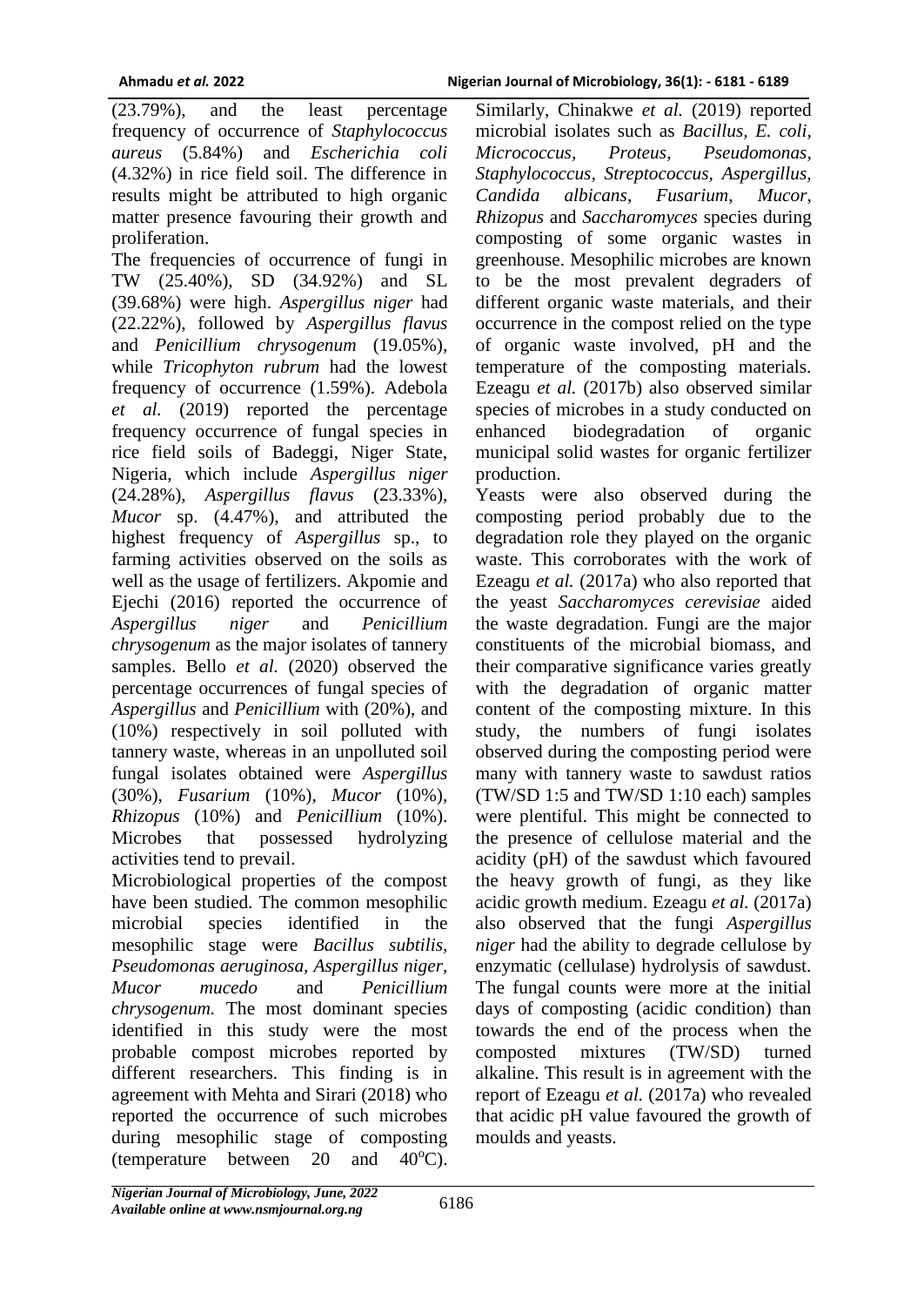(23.79%), and the least percentage frequency of occurrence of *Staphylococcus aureus* (5.84%) and *Escherichia coli* (4.32%) in rice field soil. The difference in results might be attributed to high organic matter presence favouring their growth and proliferation.

The frequencies of occurrence of fungi in TW (25.40%), SD (34.92%) and SL (39.68%) were high. *Aspergillus niger* had (22.22%), followed by *Aspergillus flavus* and *Penicillium chrysogenum* (19.05%), while *Tricophyton rubrum* had the lowest frequency of occurrence (1.59%). Adebola *et al.* (2019) reported the percentage frequency occurrence of fungal species in rice field soils of Badeggi, Niger State, Nigeria, which include *Aspergillus niger* (24.28%), *Aspergillus flavus* (23.33%), *Mucor* sp. (4.47%), and attributed the highest frequency of *Aspergillus* sp., to farming activities observed on the soils as well as the usage of fertilizers. Akpomie and Ejechi (2016) reported the occurrence of *Aspergillus niger* and *Penicillium chrysogenum* as the major isolates of tannery samples. Bello *et al.* (2020) observed the percentage occurrences of fungal species of *Aspergillus* and *Penicillium* with (20%), and (10%) respectively in soil polluted with tannery waste, whereas in an unpolluted soil fungal isolates obtained were *Aspergillus* (30%), *Fusarium* (10%), *Mucor* (10%), *Rhizopus* (10%) and *Penicillium* (10%). Microbes that possessed hydrolyzing activities tend to prevail.

Microbiological properties of the compost have been studied. The common mesophilic microbial species identified in the mesophilic stage were *Bacillus subtilis, Pseudomonas aeruginosa, Aspergillus niger, Mucor mucedo* and *Penicillium chrysogenum.* The most dominant species identified in this study were the most probable compost microbes reported by different researchers. This finding is in agreement with Mehta and Sirari (2018) who reported the occurrence of such microbes during mesophilic stage of composting (temperature between 20 and 40$^{o}$C). Similarly, Chinakwe *et al.* (2019) reported microbial isolates such as *Bacillus, E. coli*, *Micrococcus*, *Proteus*, *Pseudomonas*, *Staphylococcus*, *Streptococcus*, *Aspergillus*, *Candida albicans*, *Fusarium*, *Mucor*, *Rhizopus* and *Saccharomyces* species during composting of some organic wastes in greenhouse. Mesophilic microbes are known to be the most prevalent degraders of different organic waste materials, and their occurrence in the compost relied on the type of organic waste involved, pH and the temperature of the composting materials. Ezeagu *et al.* (2017b) also observed similar species of microbes in a study conducted on enhanced biodegradation of organic municipal solid wastes for organic fertilizer production.

Yeasts were also observed during the composting period probably due to the degradation role they played on the organic waste. This corroborates with the work of Ezeagu *et al.* (2017a) who also reported that the yeast *Saccharomyces cerevisiae* aided the waste degradation. Fungi are the major constituents of the microbial biomass, and their comparative significance varies greatly with the degradation of organic matter content of the composting mixture. In this study, the numbers of fungi isolates observed during the composting period were many with tannery waste to sawdust ratios (TW/SD 1:5 and TW/SD 1:10 each) samples were plentiful. This might be connected to the presence of cellulose material and the acidity (pH) of the sawdust which favoured the heavy growth of fungi, as they like acidic growth medium. Ezeagu *et al.* (2017a) also observed that the fungi *Aspergillus niger* had the ability to degrade cellulose by enzymatic (cellulase) hydrolysis of sawdust. The fungal counts were more at the initial days of composting (acidic condition) than towards the end of the process when the composted mixtures (TW/SD) turned alkaline. This result is in agreement with the report of Ezeagu *et al.* (2017a) who revealed that acidic pH value favoured the growth of moulds and yeasts.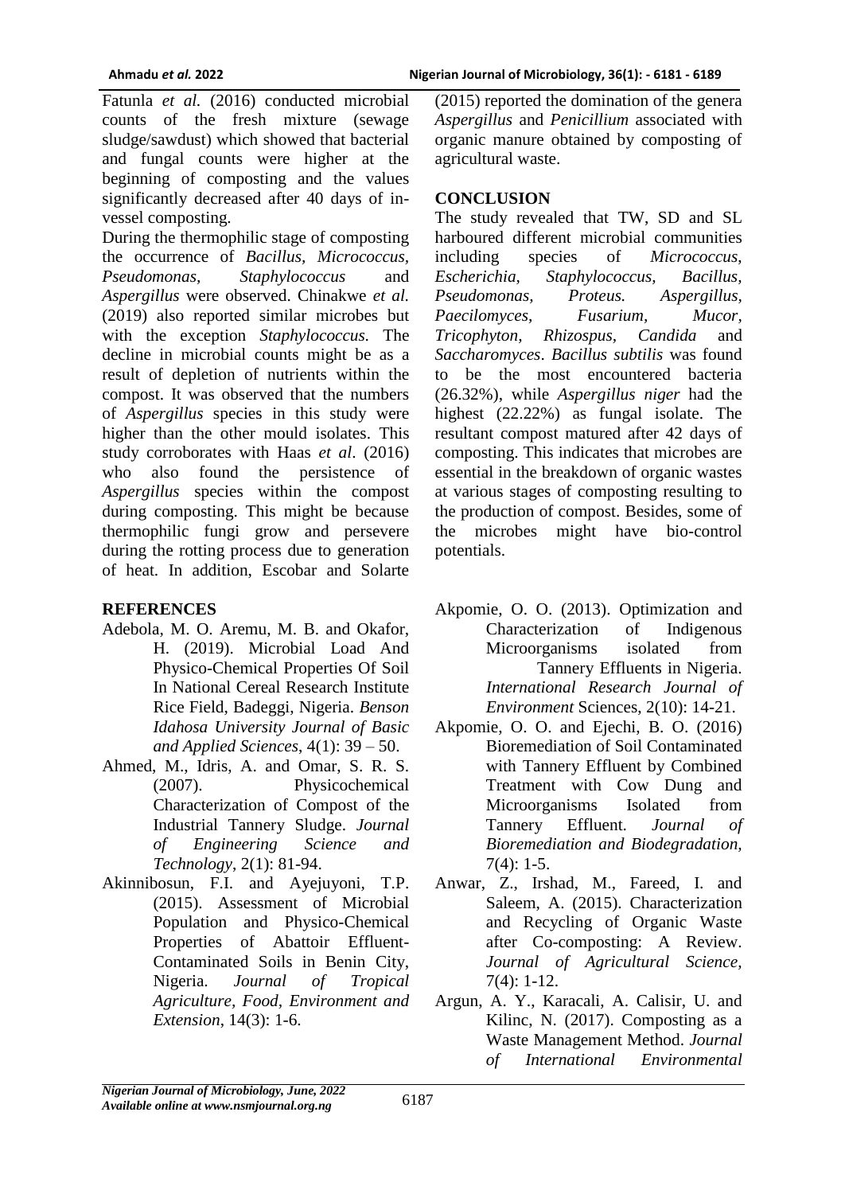Fatunla *et al.* (2016) conducted microbial counts of the fresh mixture (sewage sludge/sawdust) which showed that bacterial and fungal counts were higher at the beginning of composting and the values significantly decreased after 40 days of in-vessel composting.

During the thermophilic stage of composting the occurrence of *Bacillus, Micrococcus, Pseudomonas, Staphylococcus* and *Aspergillus* were observed. Chinakwe *et al.* (2019) also reported similar microbes but with the exception *Staphylococcus.* The decline in microbial counts might be as a result of depletion of nutrients within the compost. It was observed that the numbers of *Aspergillus* species in this study were higher than the other mould isolates. This study corroborates with Haas *et al*. (2016) who also found the persistence of *Aspergillus* species within the compost during composting. This might be because thermophilic fungi grow and persevere during the rotting process due to generation of heat. In addition, Escobar and Solarte (2015) reported the domination of the genera *Aspergillus* and *Penicillium* associated with organic manure obtained by composting of agricultural waste.

## CONCLUSION

The study revealed that TW, SD and SL harboured different microbial communities including species of *Micrococcus*, *Escherichia, Staphylococcus, Bacillus, Pseudomonas, Proteus. Aspergillus, Paecilomyces, Fusarium, Mucor, Tricophyton, Rhizospus, Candida* and *Saccharomyces*. *Bacillus subtilis* was found to be the most encountered bacteria (26.32%), while *Aspergillus niger* had the highest (22.22%) as fungal isolate. The resultant compost matured after 42 days of composting. This indicates that microbes are essential in the breakdown of organic wastes at various stages of composting resulting to the production of compost. Besides, some of the microbes might have bio-control potentials.

## REFERENCES

Adebola, M. O. Aremu, M. B. and Okafor, H. (2019). Microbial Load And Physico-Chemical Properties Of Soil In National Cereal Research Institute Rice Field, Badeggi, Nigeria. *Benson Idahosa University Journal of Basic and Applied Sciences*, 4(1): 39 – 50.

Ahmed, M., Idris, A. and Omar, S. R. S. (2007). Physicochemical Characterization of Compost of the Industrial Tannery Sludge. *Journal of Engineering Science and Technology*, 2(1): 81-94.

Akinnibosun, F.I. and Ayejuyoni, T.P. (2015). Assessment of Microbial Population and Physico-Chemical Properties of Abattoir Effluent-Contaminated Soils in Benin City, Nigeria. *Journal of Tropical Agriculture, Food, Environment and Extension*, 14(3): 1-6.

Akpomie, O. O. (2013). Optimization and Characterization of Indigenous Microorganisms isolated from Tannery Effluents in Nigeria. *International Research Journal of Environment* Sciences, 2(10): 14-21.

Akpomie, O. O. and Ejechi, B. O. (2016) Bioremediation of Soil Contaminated with Tannery Effluent by Combined Treatment with Cow Dung and Microorganisms Isolated from Tannery Effluent. *Journal of Bioremediation and Biodegradation*, 7(4): 1-5.

Anwar, Z., Irshad, M., Fareed, I. and Saleem, A. (2015). Characterization and Recycling of Organic Waste after Co-composting: A Review. *Journal of Agricultural Science*, 7(4): 1-12.

Argun, A. Y., Karacali, A. Calisir, U. and Kilinc, N. (2017). Composting as a Waste Management Method. *Journal of International Environmental*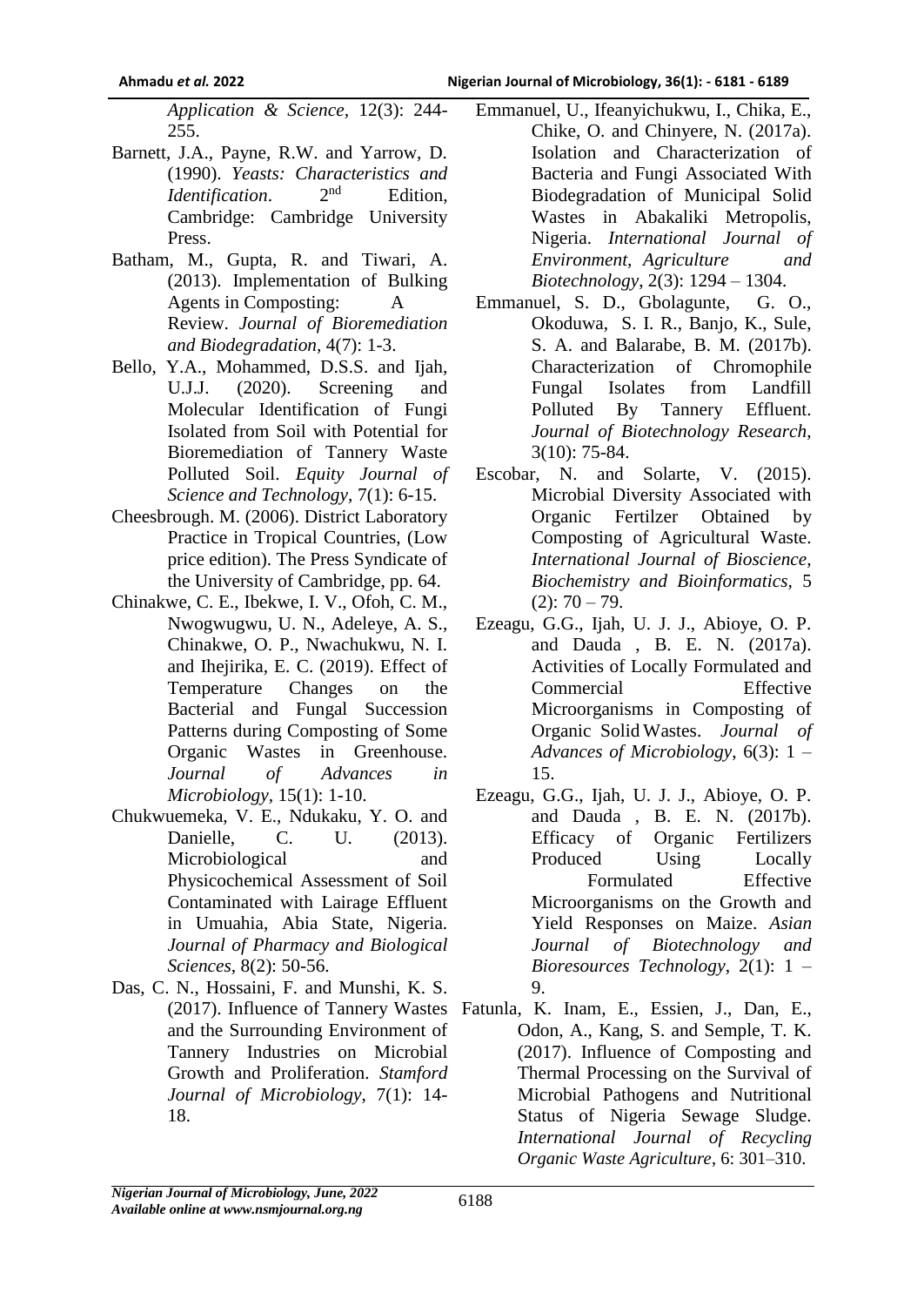*Application & Science*, 12(3): 244-255.

Barnett, J.A., Payne, R.W. and Yarrow, D. (1990). *Yeasts: Characteristics and Identification*. 2nd Edition, Cambridge: Cambridge University Press.

Batham, M., Gupta, R. and Tiwari, A. (2013). Implementation of Bulking Agents in Composting: A Review. *Journal of Bioremediation and Biodegradation*, 4(7): 1-3.

Bello, Y.A., Mohammed, D.S.S. and Ijah, U.J.J. (2020). Screening and Molecular Identification of Fungi Isolated from Soil with Potential for Bioremediation of Tannery Waste Polluted Soil. *Equity Journal of Science and Technology*, 7(1): 6-15.

Cheesbrough. M. (2006). District Laboratory Practice in Tropical Countries, (Low price edition). The Press Syndicate of the University of Cambridge, pp. 64.

Chinakwe, C. E., Ibekwe, I. V., Ofoh, C. M., Nwogwugwu, U. N., Adeleye, A. S., Chinakwe, O. P., Nwachukwu, N. I. and Ihejirika, E. C. (2019). Effect of Temperature Changes on the Bacterial and Fungal Succession Patterns during Composting of Some Organic Wastes in Greenhouse. *Journal of Advances in Microbiology*, 15(1): 1-10.

Chukwuemeka, V. E., Ndukaku, Y. O. and Danielle, C. U. (2013). Microbiological and Physicochemical Assessment of Soil Contaminated with Lairage Effluent in Umuahia, Abia State, Nigeria. *Journal of Pharmacy and Biological Sciences*, 8(2): 50-56.

Das, C. N., Hossaini, F. and Munshi, K. S. (2017). Influence of Tannery Wastes and the Surrounding Environment of Tannery Industries on Microbial Growth and Proliferation. *Stamford Journal of Microbiology*, 7(1): 14-18.

Emmanuel, U., Ifeanyichukwu, I., Chika, E., Chike, O. and Chinyere, N. (2017a). Isolation and Characterization of Bacteria and Fungi Associated With Biodegradation of Municipal Solid Wastes in Abakaliki Metropolis, Nigeria. *International Journal of Environment, Agriculture and Biotechnology*, 2(3): 1294 – 1304.

Emmanuel, S. D., Gbolagunte, G. O., Okoduwa, S. I. R., Banjo, K., Sule, S. A. and Balarabe, B. M. (2017b). Characterization of Chromophile Fungal Isolates from Landfill Polluted By Tannery Effluent. *Journal of Biotechnology Research*, 3(10): 75-84.

Escobar, N. and Solarte, V. (2015). Microbial Diversity Associated with Organic Fertilzer Obtained by Composting of Agricultural Waste. *International Journal of Bioscience, Biochemistry and Bioinformatics*, 5 (2): 70 – 79.

Ezeagu, G.G., Ijah, U. J. J., Abioye, O. P. and Dauda , B. E. N. (2017a). Activities of Locally Formulated and Commercial Effective Microorganisms in Composting of Organic Solid Wastes. *Journal of Advances of Microbiology*, 6(3): 1 – 15.

Ezeagu, G.G., Ijah, U. J. J., Abioye, O. P. and Dauda , B. E. N. (2017b). Efficacy of Organic Fertilizers Produced Using Locally Formulated Effective Microorganisms on the Growth and Yield Responses on Maize. *Asian Journal of Biotechnology and Bioresources Technology*, 2(1): 1 – 9.

Fatunla, K. Inam, E., Essien, J., Dan, E., Odon, A., Kang, S. and Semple, T. K. (2017). Influence of Composting and Thermal Processing on the Survival of Microbial Pathogens and Nutritional Status of Nigeria Sewage Sludge. *International Journal of Recycling Organic Waste Agriculture*, 6: 301–310.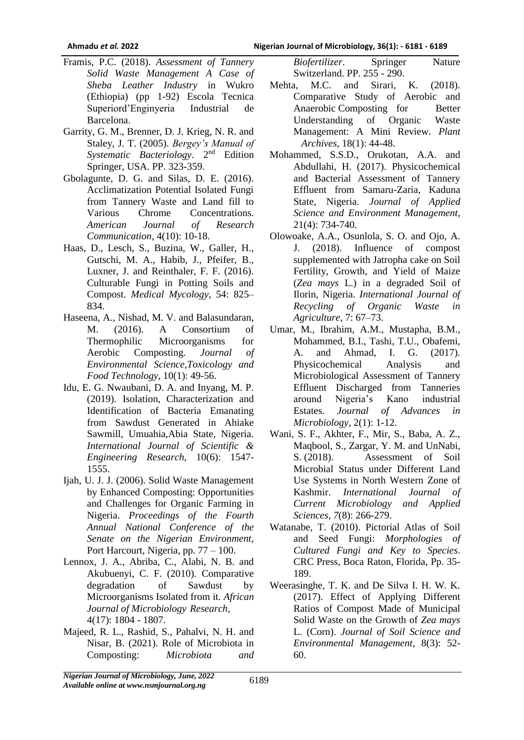Framis, P.C. (2018). *Assessment of Tannery Solid Waste Management A Case of Sheba Leather Industry* in Wukro (Ethiopia) (pp 1-92) Escola Tecnica Superiord'Enginyeria Industrial de Barcelona.

Garrity, G. M., Brenner, D. J. Krieg, N. R. and Staley, J. T. (2005). *Bergey's Manual of Systematic Bacteriology*. 2nd Edition Springer, USA. PP. 323-359.

Gbolagunte, D. G. and Silas, D. E. (2016). Acclimatization Potential Isolated Fungi from Tannery Waste and Land fill to Various Chrome Concentrations. *American Journal of Research Communication*, 4(10): 10-18.

Haas, D., Lesch, S., Buzina, W., Galler, H., Gutschi, M. A., Habib, J., Pfeifer, B., Luxner, J. and Reinthaler, F. F. (2016). Culturable Fungi in Potting Soils and Compost. *Medical Mycology*, 54: 825–834.

Haseena, A., Nishad, M. V. and Balasundaran, M. (2016). A Consortium of Thermophilic Microorganisms for Aerobic Composting. *Journal of Environmental Science,Toxicology and Food Technology*, 10(1): 49-56.

Idu, E. G. Nwaubani, D. A. and Inyang, M. P. (2019). Isolation, Characterization and Identification of Bacteria Emanating from Sawdust Generated in Ahiake Sawmill, Umuahia,Abia State, Nigeria. *International Journal of Scientific & Engineering Research*, 10(6): 1547-1555.

Ijah, U. J. J. (2006). Solid Waste Management by Enhanced Composting: Opportunities and Challenges for Organic Farming in Nigeria. *Proceedings of the Fourth Annual National Conference of the Senate on the Nigerian Environment,* Port Harcourt, Nigeria, pp. 77 – 100.

Lennox, J. A., Abriba, C., Alabi, N. B. and Akubuenyi, C. F. (2010). Comparative degradation of Sawdust by Microorganisms Isolated from it. *African Journal of Microbiology Research*, 4(17): 1804 - 1807.

Majeed, R. L., Rashid, S., Pahalvi, N. H. and Nisar, B. (2021). Role of Microbiota in Composting: *Microbiota and Biofertilizer*. Springer Nature Switzerland. PP. 255 - 290.

Mehta, M.C. and Sirari, K. (2018). Comparative Study of Aerobic and Anaerobic Composting for Better Understanding of Organic Waste Management: A Mini Review. *Plant Archives*, 18(1): 44-48.

Mohammed, S.S.D., Orukotan, A.A. and Abdullahi, H. (2017). Physicochemical and Bacterial Assessment of Tannery Effluent from Samaru-Zaria, Kaduna State, Nigeria. *Journal of Applied Science and Environment Management*, 21(4): 734-740.

Olowoake, A.A., Osunlola, S. O. and Ojo, A. J. (2018). Influence of compost supplemented with Jatropha cake on Soil Fertility, Growth, and Yield of Maize (*Zea mays* L.) in a degraded Soil of Ilorin, Nigeria. *International Journal of Recycling of Organic Waste in Agriculture*, 7: 67–73.

Umar, M., Ibrahim, A.M., Mustapha, B.M., Mohammed, B.I., Tashi, T.U., Obafemi, A. and Ahmad, I. G. (2017). Physicochemical Analysis and Microbiological Assessment of Tannery Effluent Discharged from Tanneries around Nigeria's Kano industrial Estates. *Journal of Advances in Microbiology*, 2(1): 1-12.

Wani, S. F., Akhter, F., Mir, S., Baba, A. Z., Maqbool, S., Zargar, Y. M. and UnNabi, S. (2018). Assessment of Soil Microbial Status under Different Land Use Systems in North Western Zone of Kashmir. *International Journal of Current Microbiology and Applied Sciences*, *7*(8): 266-279.

Watanabe, T. (2010). Pictorial Atlas of Soil and Seed Fungi: *Morphologies of Cultured Fungi and Key to Species*. CRC Press, Boca Raton, Florida, Pp. 35-189.

Weerasinghe, T. K. and De Silva I. H. W. K. (2017). Effect of Applying Different Ratios of Compost Made of Municipal Solid Waste on the Growth of *Zea mays* L. (Corn). *Journal of Soil Science and Environmental Management*, 8(3): 52-60.